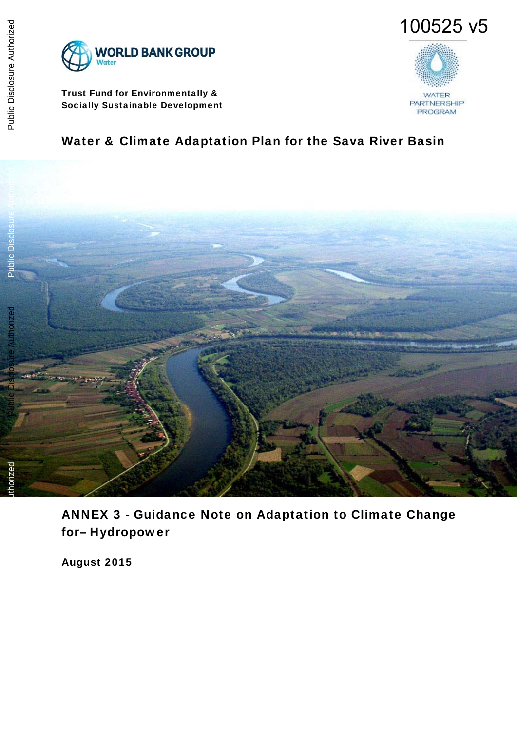100525 v5

WORLD BANK GROUP
Water

**Trust Fund for Environmentally & Socially Sustainable Development**

WATER PARTNERSHIP PROGRAM

# Water & Climate Adaptation Plan for the Sava River Basin

## ANNEX 3 - Guidance Note on Adaptation to Climate Change for– Hydropower

**August 2015**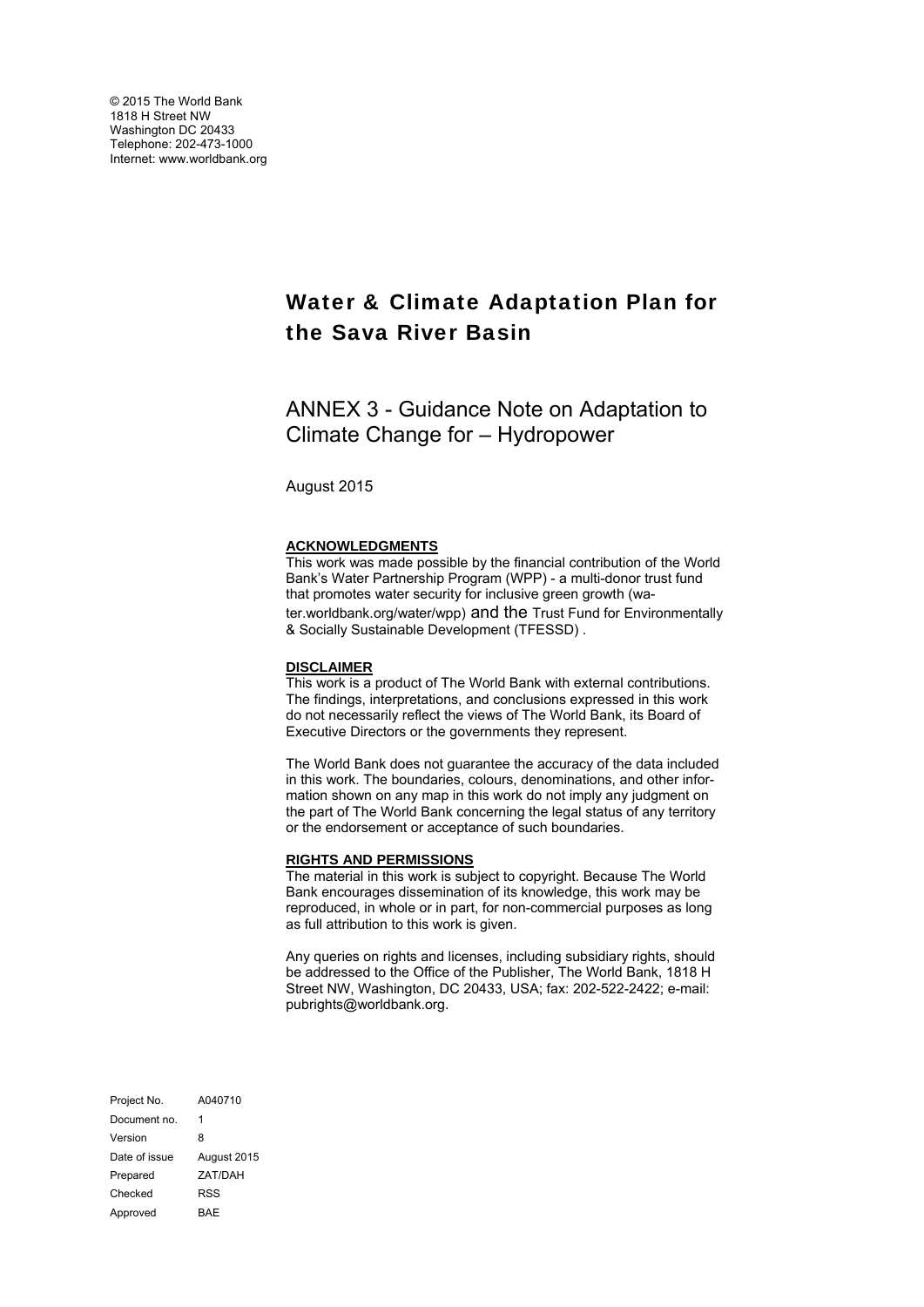© 2015 The World Bank
1818 H Street NW
Washington DC 20433
Telephone: 202-473-1000
Internet: www.worldbank.org

# Water & Climate Adaptation Plan for the Sava River Basin

## ANNEX 3 - Guidance Note on Adaptation to Climate Change for – Hydropower

August 2015

**ACKNOWLEDGMENTS**

This work was made possible by the financial contribution of the World Bank's Water Partnership Program (WPP) - a multi-donor trust fund that promotes water security for inclusive green growth (water.worldbank.org/water/wpp) and the Trust Fund for Environmentally & Socially Sustainable Development (TFESSD) .

**DISCLAIMER**

This work is a product of The World Bank with external contributions. The findings, interpretations, and conclusions expressed in this work do not necessarily reflect the views of The World Bank, its Board of Executive Directors or the governments they represent.

The World Bank does not guarantee the accuracy of the data included in this work. The boundaries, colours, denominations, and other information shown on any map in this work do not imply any judgment on the part of The World Bank concerning the legal status of any territory or the endorsement or acceptance of such boundaries.

**RIGHTS AND PERMISSIONS**

The material in this work is subject to copyright. Because The World Bank encourages dissemination of its knowledge, this work may be reproduced, in whole or in part, for non-commercial purposes as long as full attribution to this work is given.

Any queries on rights and licenses, including subsidiary rights, should be addressed to the Office of the Publisher, The World Bank, 1818 H Street NW, Washington, DC 20433, USA; fax: 202-522-2422; e-mail: pubrights@worldbank.org.

| | |
|---|---|
| Project No. | A040710 |
| Document no. | 1 |
| Version | 8 |
| Date of issue | August 2015 |
| Prepared | ZAT/DAH |
| Checked | RSS |
| Approved | BAE |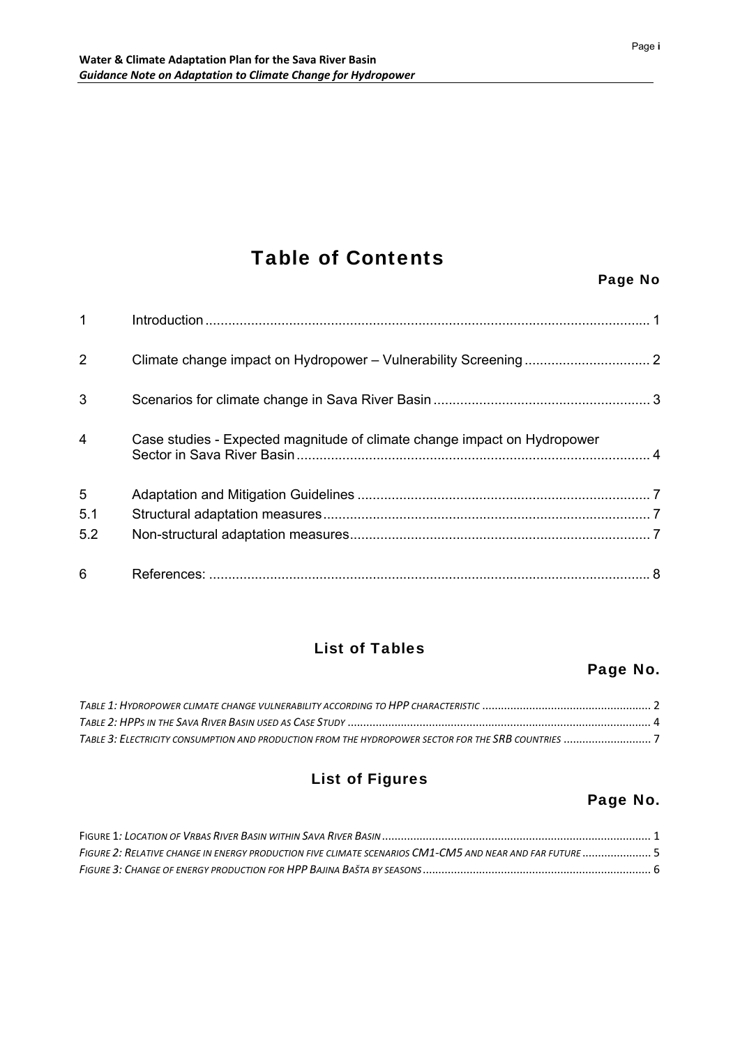# Table of Contents

**Page No**

| | | |
|---|---|---|
| 1 | Introduction | 1 |
| 2 | Climate change impact on Hydropower – Vulnerability Screening | 2 |
| 3 | Scenarios for climate change in Sava River Basin | 3 |
| 4 | Case studies - Expected magnitude of climate change impact on Hydropower Sector in Sava River Basin | 4 |
| 5 | Adaptation and Mitigation Guidelines | 7 |
| 5.1 | Structural adaptation measures | 7 |
| 5.2 | Non-structural adaptation measures | 7 |
| 6 | References: | 8 |

## List of Tables

**Page No.**

*Table 1: Hydropower climate change vulnerability according to HPP characteristic* ..... 2
*Table 2: HPPs in the Sava River Basin used as Case Study* ..... 4
*Table 3: Electricity consumption and production from the hydropower sector for the SRB countries* ..... 7

## List of Figures

**Page No.**

Figure 1*: Location of Vrbas River Basin within Sava River Basin* ..... 1
*Figure 2: Relative change in energy production five climate scenarios CM1-CM5 and near and far future* ..... 5
*Figure 3: Change of energy production for HPP Bajina Bašta by seasons* ..... 6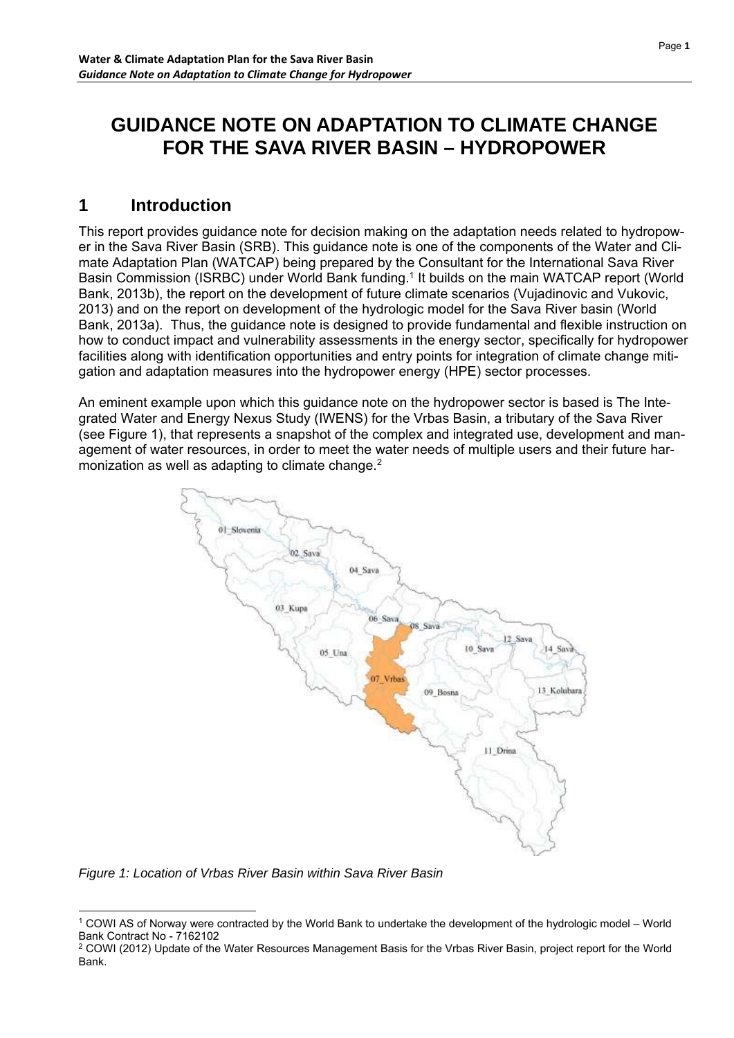# GUIDANCE NOTE ON ADAPTATION TO CLIMATE CHANGE FOR THE SAVA RIVER BASIN – HYDROPOWER

## 1 Introduction

This report provides guidance note for decision making on the adaptation needs related to hydropower in the Sava River Basin (SRB). This guidance note is one of the components of the Water and Climate Adaptation Plan (WATCAP) being prepared by the Consultant for the International Sava River Basin Commission (ISRBC) under World Bank funding.[1] It builds on the main WATCAP report (World Bank, 2013b), the report on the development of future climate scenarios (Vujadinovic and Vukovic, 2013) and on the report on development of the hydrologic model for the Sava River basin (World Bank, 2013a). Thus, the guidance note is designed to provide fundamental and flexible instruction on how to conduct impact and vulnerability assessments in the energy sector, specifically for hydropower facilities along with identification opportunities and entry points for integration of climate change mitigation and adaptation measures into the hydropower energy (HPE) sector processes.

An eminent example upon which this guidance note on the hydropower sector is based is The Integrated Water and Energy Nexus Study (IWENS) for the Vrbas Basin, a tributary of the Sava River (see Figure 1), that represents a snapshot of the complex and integrated use, development and management of water resources, in order to meet the water needs of multiple users and their future harmonization as well as adapting to climate change.[2]

*Figure 1: Location of Vrbas River Basin within Sava River Basin*

[1] COWI AS of Norway were contracted by the World Bank to undertake the development of the hydrologic model – World Bank Contract No - 7162102

[2] COWI (2012) Update of the Water Resources Management Basis for the Vrbas River Basin, project report for the World Bank.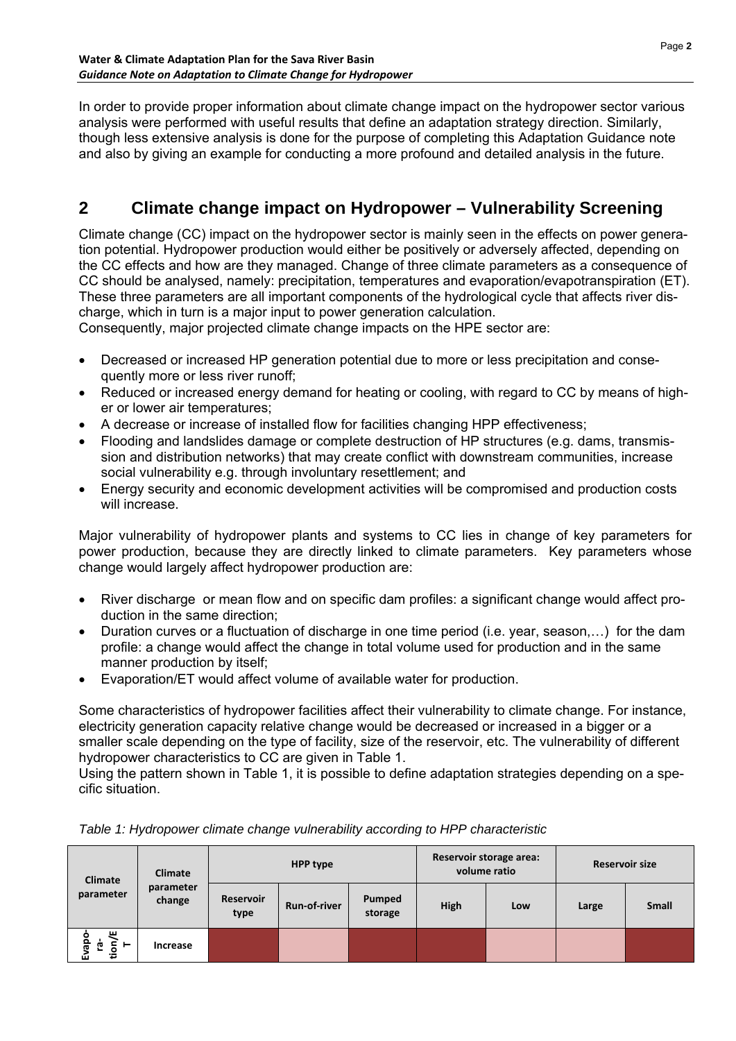In order to provide proper information about climate change impact on the hydropower sector various analysis were performed with useful results that define an adaptation strategy direction. Similarly, though less extensive analysis is done for the purpose of completing this Adaptation Guidance note and also by giving an example for conducting a more profound and detailed analysis in the future.

## 2 Climate change impact on Hydropower – Vulnerability Screening

Climate change (CC) impact on the hydropower sector is mainly seen in the effects on power generation potential. Hydropower production would either be positively or adversely affected, depending on the CC effects and how are they managed. Change of three climate parameters as a consequence of CC should be analysed, namely: precipitation, temperatures and evaporation/evapotranspiration (ET). These three parameters are all important components of the hydrological cycle that affects river discharge, which in turn is a major input to power generation calculation.
Consequently, major projected climate change impacts on the HPE sector are:

- Decreased or increased HP generation potential due to more or less precipitation and consequently more or less river runoff;
- Reduced or increased energy demand for heating or cooling, with regard to CC by means of higher or lower air temperatures;
- A decrease or increase of installed flow for facilities changing HPP effectiveness;
- Flooding and landslides damage or complete destruction of HP structures (e.g. dams, transmission and distribution networks) that may create conflict with downstream communities, increase social vulnerability e.g. through involuntary resettlement; and
- Energy security and economic development activities will be compromised and production costs will increase.

Major vulnerability of hydropower plants and systems to CC lies in change of key parameters for power production, because they are directly linked to climate parameters. Key parameters whose change would largely affect hydropower production are:

- River discharge or mean flow and on specific dam profiles: a significant change would affect production in the same direction;
- Duration curves or a fluctuation of discharge in one time period (i.e. year, season,…) for the dam profile: a change would affect the change in total volume used for production and in the same manner production by itself;
- Evaporation/ET would affect volume of available water for production.

Some characteristics of hydropower facilities affect their vulnerability to climate change. For instance, electricity generation capacity relative change would be decreased or increased in a bigger or a smaller scale depending on the type of facility, size of the reservoir, etc. The vulnerability of different hydropower characteristics to CC are given in Table 1.
Using the pattern shown in Table 1, it is possible to define adaptation strategies depending on a specific situation.

*Table 1: Hydropower climate change vulnerability according to HPP characteristic*

| Climate parameter | Climate parameter change | HPP type | | | Reservoir storage area: volume ratio | | Reservoir size | |
|---|---|---|---|---|---|---|---|---|
| | | Reservoir type | Run-of-river | Pumped storage | High | Low | Large | Small |
| Evaporation/ET | Increase | | | | | | | |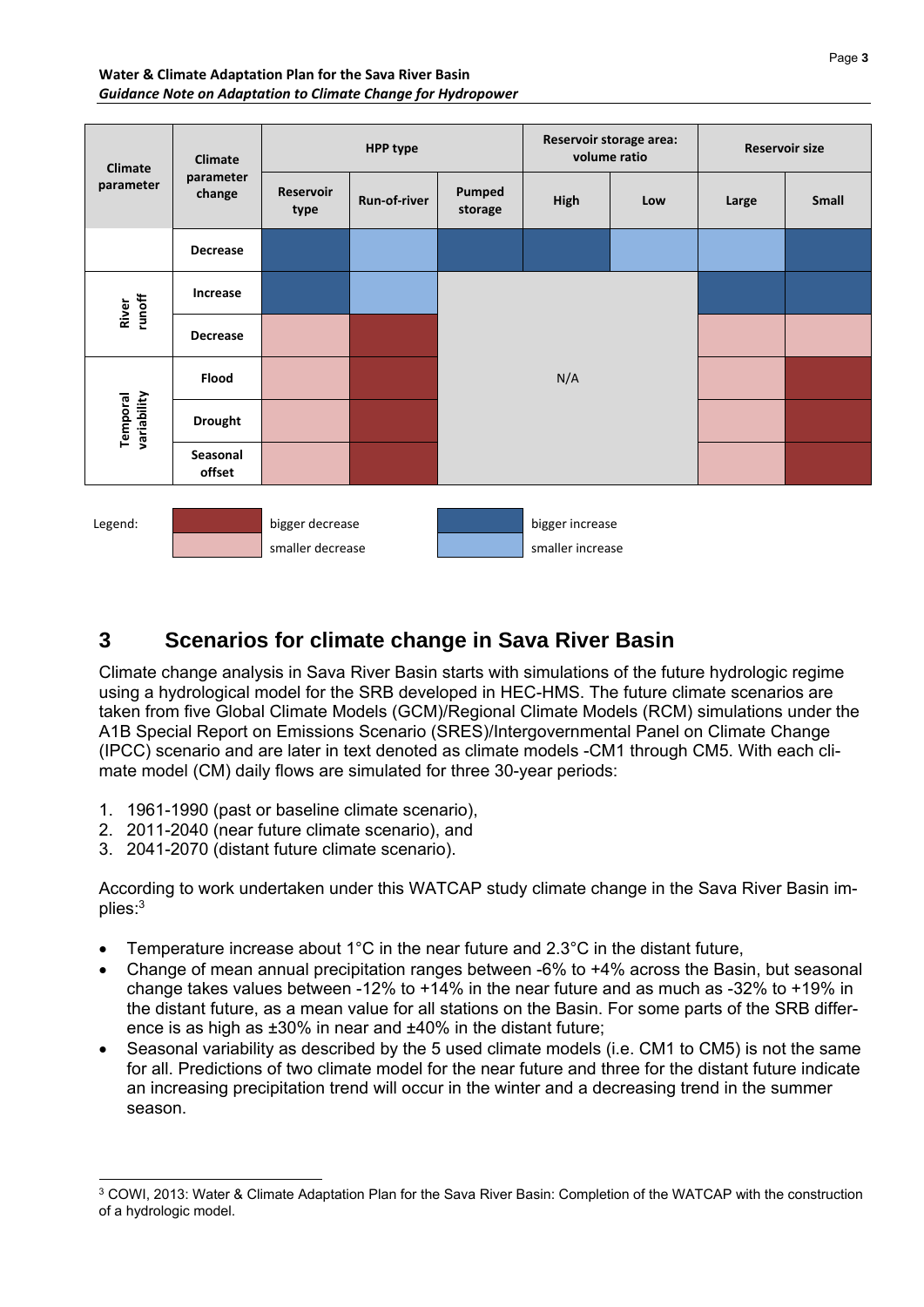| Climate parameter | Climate parameter change | HPP type | | | Reservoir storage area: volume ratio | | Reservoir size | |
|---|---|---|---|---|---|---|---|---|
| | | Reservoir type | Run-of-river | Pumped storage | High | Low | Large | Small |
| | Decrease | bigger increase | smaller increase | bigger increase | bigger increase | smaller increase | smaller increase | bigger increase |
| River runoff | Increase | bigger increase | smaller increase | N/A | N/A | N/A | bigger increase | bigger increase |
| | Decrease | smaller decrease | bigger decrease | N/A | N/A | N/A | smaller decrease | smaller decrease |
| Temporal variability | Flood | smaller decrease | bigger decrease | N/A | N/A | N/A | smaller decrease | bigger decrease |
| | Drought | smaller decrease | bigger decrease | N/A | N/A | N/A | smaller decrease | bigger decrease |
| | Seasonal offset | smaller decrease | bigger decrease | N/A | N/A | N/A | smaller decrease | bigger decrease |

Legend: bigger decrease; smaller decrease; bigger increase; smaller increase

# 3 Scenarios for climate change in Sava River Basin

Climate change analysis in Sava River Basin starts with simulations of the future hydrologic regime using a hydrological model for the SRB developed in HEC-HMS. The future climate scenarios are taken from five Global Climate Models (GCM)/Regional Climate Models (RCM) simulations under the A1B Special Report on Emissions Scenario (SRES)/Intergovernmental Panel on Climate Change (IPCC) scenario and are later in text denoted as climate models -CM1 through CM5. With each climate model (CM) daily flows are simulated for three 30-year periods:

1. 1961-1990 (past or baseline climate scenario),
2. 2011-2040 (near future climate scenario), and
3. 2041-2070 (distant future climate scenario).

According to work undertaken under this WATCAP study climate change in the Sava River Basin implies:[3]

- Temperature increase about 1°C in the near future and 2.3°C in the distant future,
- Change of mean annual precipitation ranges between -6% to +4% across the Basin, but seasonal change takes values between -12% to +14% in the near future and as much as -32% to +19% in the distant future, as a mean value for all stations on the Basin. For some parts of the SRB difference is as high as ±30% in near and ±40% in the distant future;
- Seasonal variability as described by the 5 used climate models (i.e. CM1 to CM5) is not the same for all. Predictions of two climate model for the near future and three for the distant future indicate an increasing precipitation trend will occur in the winter and a decreasing trend in the summer season.

[3] COWI, 2013: Water & Climate Adaptation Plan for the Sava River Basin: Completion of the WATCAP with the construction of a hydrologic model.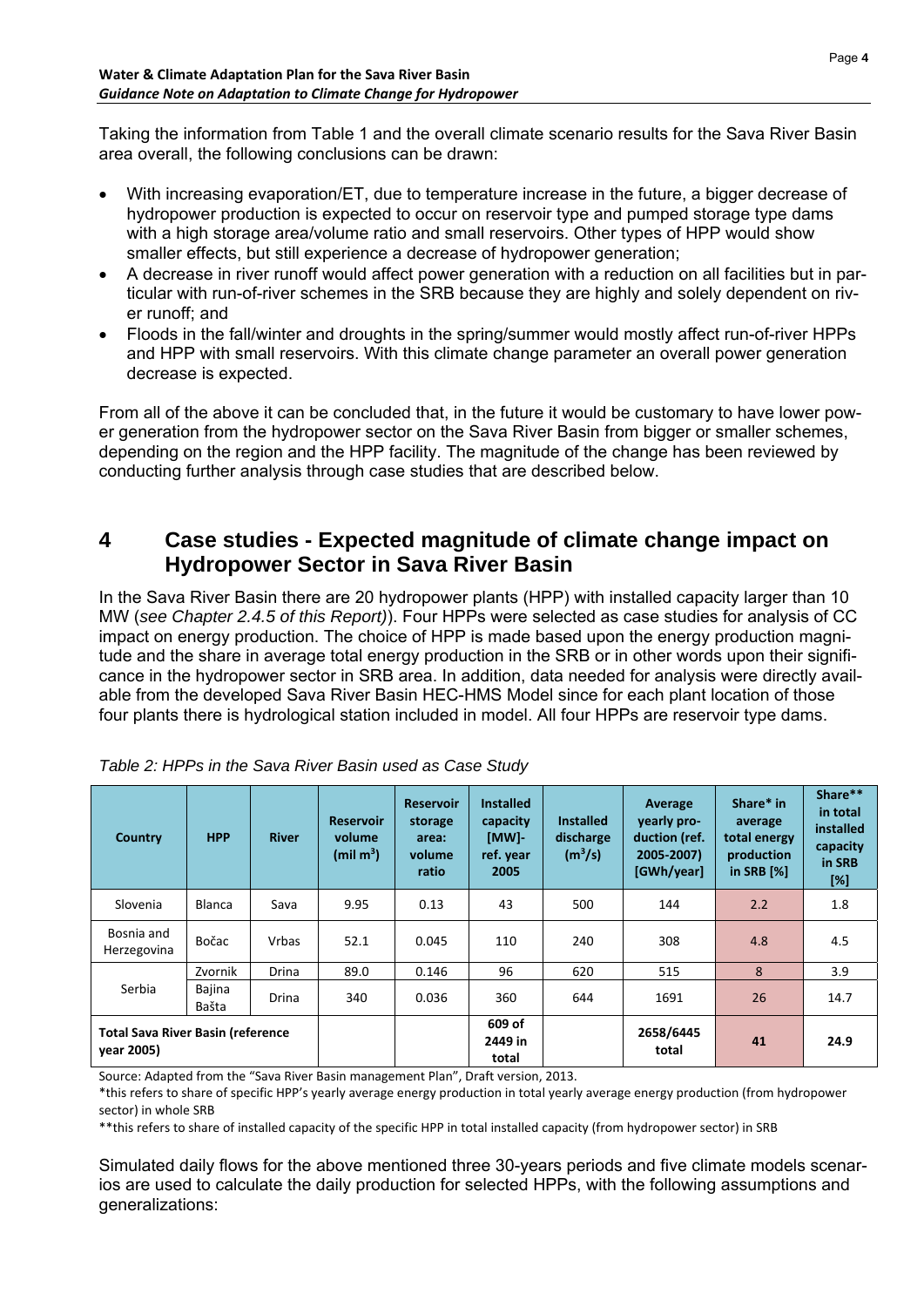Taking the information from Table 1 and the overall climate scenario results for the Sava River Basin area overall, the following conclusions can be drawn:

- With increasing evaporation/ET, due to temperature increase in the future, a bigger decrease of hydropower production is expected to occur on reservoir type and pumped storage type dams with a high storage area/volume ratio and small reservoirs. Other types of HPP would show smaller effects, but still experience a decrease of hydropower generation;
- A decrease in river runoff would affect power generation with a reduction on all facilities but in particular with run-of-river schemes in the SRB because they are highly and solely dependent on river runoff; and
- Floods in the fall/winter and droughts in the spring/summer would mostly affect run-of-river HPPs and HPP with small reservoirs. With this climate change parameter an overall power generation decrease is expected.

From all of the above it can be concluded that, in the future it would be customary to have lower power generation from the hydropower sector on the Sava River Basin from bigger or smaller schemes, depending on the region and the HPP facility. The magnitude of the change has been reviewed by conducting further analysis through case studies that are described below.

# 4 Case studies - Expected magnitude of climate change impact on Hydropower Sector in Sava River Basin

In the Sava River Basin there are 20 hydropower plants (HPP) with installed capacity larger than 10 MW (*see Chapter 2.4.5 of this Report)*). Four HPPs were selected as case studies for analysis of CC impact on energy production. The choice of HPP is made based upon the energy production magnitude and the share in average total energy production in the SRB or in other words upon their significance in the hydropower sector in SRB area. In addition, data needed for analysis were directly available from the developed Sava River Basin HEC-HMS Model since for each plant location of those four plants there is hydrological station included in model. All four HPPs are reservoir type dams.

*Table 2: HPPs in the Sava River Basin used as Case Study*

| Country | HPP | River | Reservoir volume (mil $m^3$) | Reservoir storage area: volume ratio | Installed capacity [MW]- ref. year 2005 | Installed discharge ($m^3/s$) | Average yearly production (ref. 2005-2007) [GWh/year] | Share* in average total energy production in SRB [%] | Share** in total installed capacity in SRB [%] |
|---|---|---|---|---|---|---|---|---|---|
| Slovenia | Blanca | Sava | 9.95 | 0.13 | 43 | 500 | 144 | 2.2 | 1.8 |
| Bosnia and Herzegovina | Bočac | Vrbas | 52.1 | 0.045 | 110 | 240 | 308 | 4.8 | 4.5 |
| Serbia | Zvornik | Drina | 89.0 | 0.146 | 96 | 620 | 515 | 8 | 3.9 |
| | Bajina Bašta | Drina | 340 | 0.036 | 360 | 644 | 1691 | 26 | 14.7 |
| **Total Sava River Basin (reference year 2005)** | | | | | **609 of 2449 in total** | | **2658/6445 total** | **41** | **24.9** |

Source: Adapted from the "Sava River Basin management Plan", Draft version, 2013.

*this refers to share of specific HPP's yearly average energy production in total yearly average energy production (from hydropower sector) in whole SRB

**this refers to share of installed capacity of the specific HPP in total installed capacity (from hydropower sector) in SRB

Simulated daily flows for the above mentioned three 30-years periods and five climate models scenarios are used to calculate the daily production for selected HPPs, with the following assumptions and generalizations: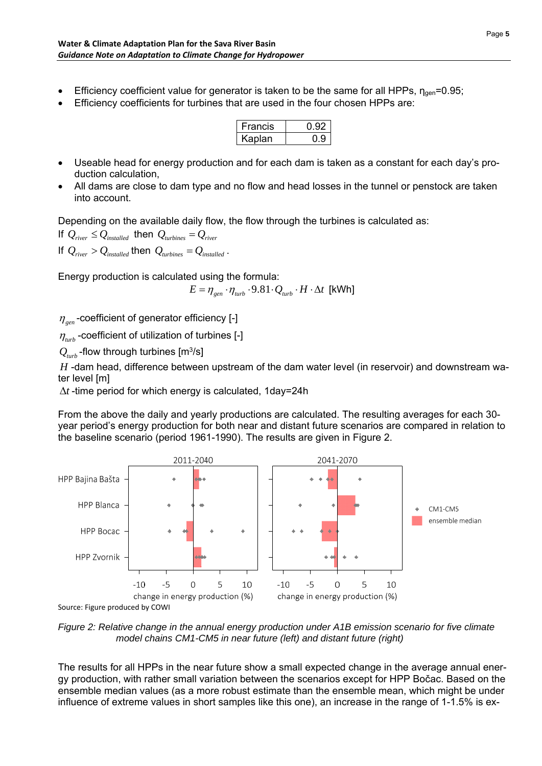- Efficiency coefficient value for generator is taken to be the same for all HPPs, $\eta_{gen}$=0.95;
- Efficiency coefficients for turbines that are used in the four chosen HPPs are:

| Francis | 0.92 |
|---|---|
| Kaplan | 0.9 |

- Useable head for energy production and for each dam is taken as a constant for each day's production calculation,
- All dams are close to dam type and no flow and head losses in the tunnel or penstock are taken into account.

Depending on the available daily flow, the flow through the turbines is calculated as:

If $Q_{river} \leq Q_{installed}$ then $Q_{turbines} = Q_{river}$

If $Q_{river} > Q_{installed}$ then $Q_{turbines} = Q_{installed}$.

Energy production is calculated using the formula:

$$E = \eta_{gen} \cdot \eta_{turb} \cdot 9.81 \cdot Q_{turb} \cdot H \cdot \Delta t \text{ [kWh]}$$

$\eta_{gen}$ -coefficient of generator efficiency [-]

$\eta_{turb}$ -coefficient of utilization of turbines [-]

$Q_{turb}$ -flow through turbines [m³/s]

$H$ -dam head, difference between upstream of the dam water level (in reservoir) and downstream water level [m]

$\Delta t$ -time period for which energy is calculated, 1day=24h

From the above the daily and yearly productions are calculated. The resulting averages for each 30-year period's energy production for both near and distant future scenarios are compared in relation to the baseline scenario (period 1961-1990). The results are given in Figure 2.

Source: Figure produced by COWI

*Figure 2: Relative change in the annual energy production under A1B emission scenario for five climate model chains CM1-CM5 in near future (left) and distant future (right)*

The results for all HPPs in the near future show a small expected change in the average annual energy production, with rather small variation between the scenarios except for HPP Bočac. Based on the ensemble median values (as a more robust estimate than the ensemble mean, which might be under influence of extreme values in short samples like this one), an increase in the range of 1-1.5% is ex-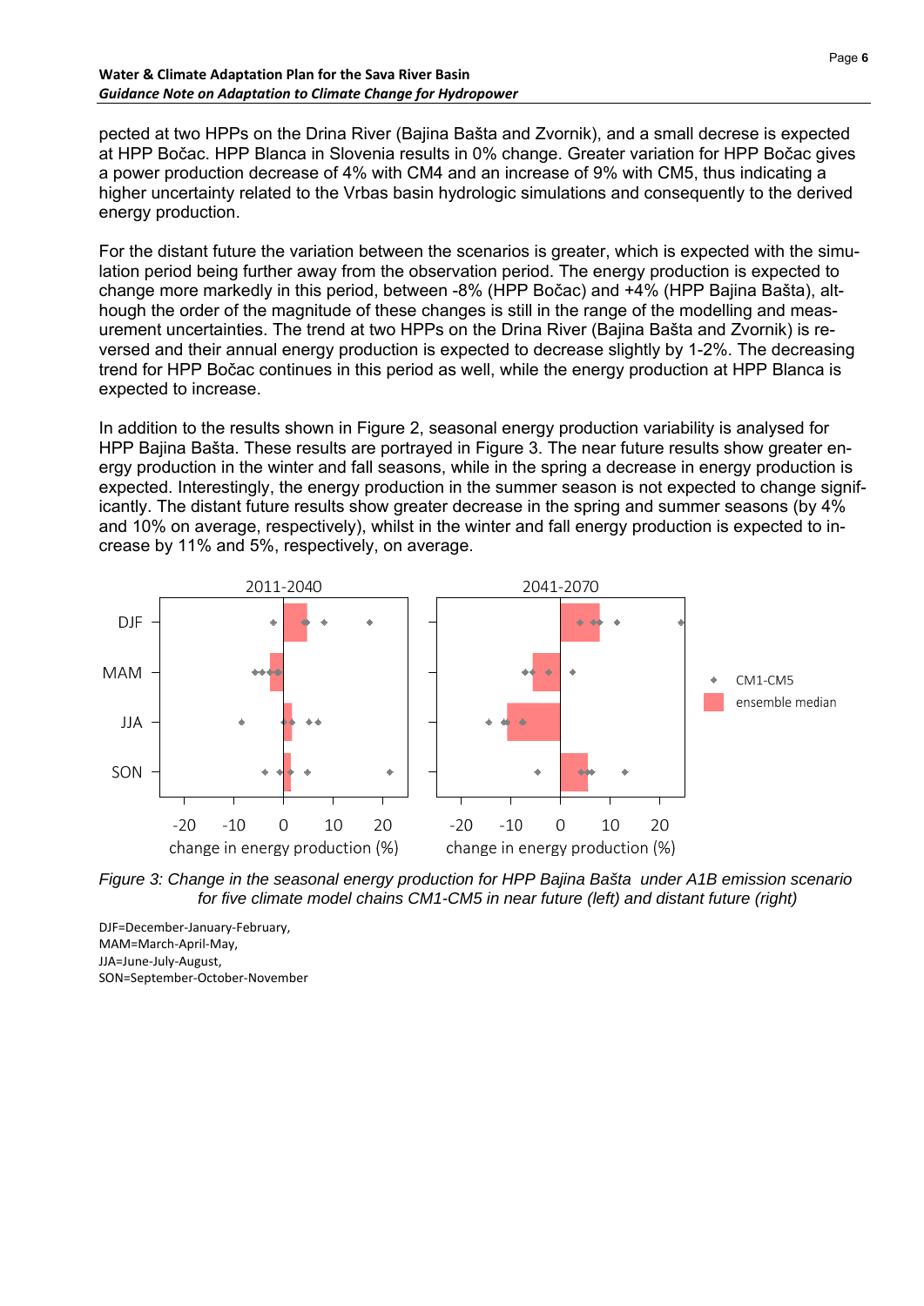pected at two HPPs on the Drina River (Bajina Bašta and Zvornik), and a small decrese is expected at HPP Bočac. HPP Blanca in Slovenia results in 0% change. Greater variation for HPP Bočac gives a power production decrease of 4% with CM4 and an increase of 9% with CM5, thus indicating a higher uncertainty related to the Vrbas basin hydrologic simulations and consequently to the derived energy production.

For the distant future the variation between the scenarios is greater, which is expected with the simulation period being further away from the observation period. The energy production is expected to change more markedly in this period, between -8% (HPP Bočac) and +4% (HPP Bajina Bašta), although the order of the magnitude of these changes is still in the range of the modelling and measurement uncertainties. The trend at two HPPs on the Drina River (Bajina Bašta and Zvornik) is reversed and their annual energy production is expected to decrease slightly by 1-2%. The decreasing trend for HPP Bočac continues in this period as well, while the energy production at HPP Blanca is expected to increase.

In addition to the results shown in Figure 2, seasonal energy production variability is analysed for HPP Bajina Bašta. These results are portrayed in Figure 3. The near future results show greater energy production in the winter and fall seasons, while in the spring a decrease in energy production is expected. Interestingly, the energy production in the summer season is not expected to change significantly. The distant future results show greater decrease in the spring and summer seasons (by 4% and 10% on average, respectively), whilst in the winter and fall energy production is expected to increase by 11% and 5%, respectively, on average.

*Figure 3: Change in the seasonal energy production for HPP Bajina Bašta under A1B emission scenario for five climate model chains CM1-CM5 in near future (left) and distant future (right)*

DJF=December-January-February,
MAM=March-April-May,
JJA=June-July-August,
SON=September-October-November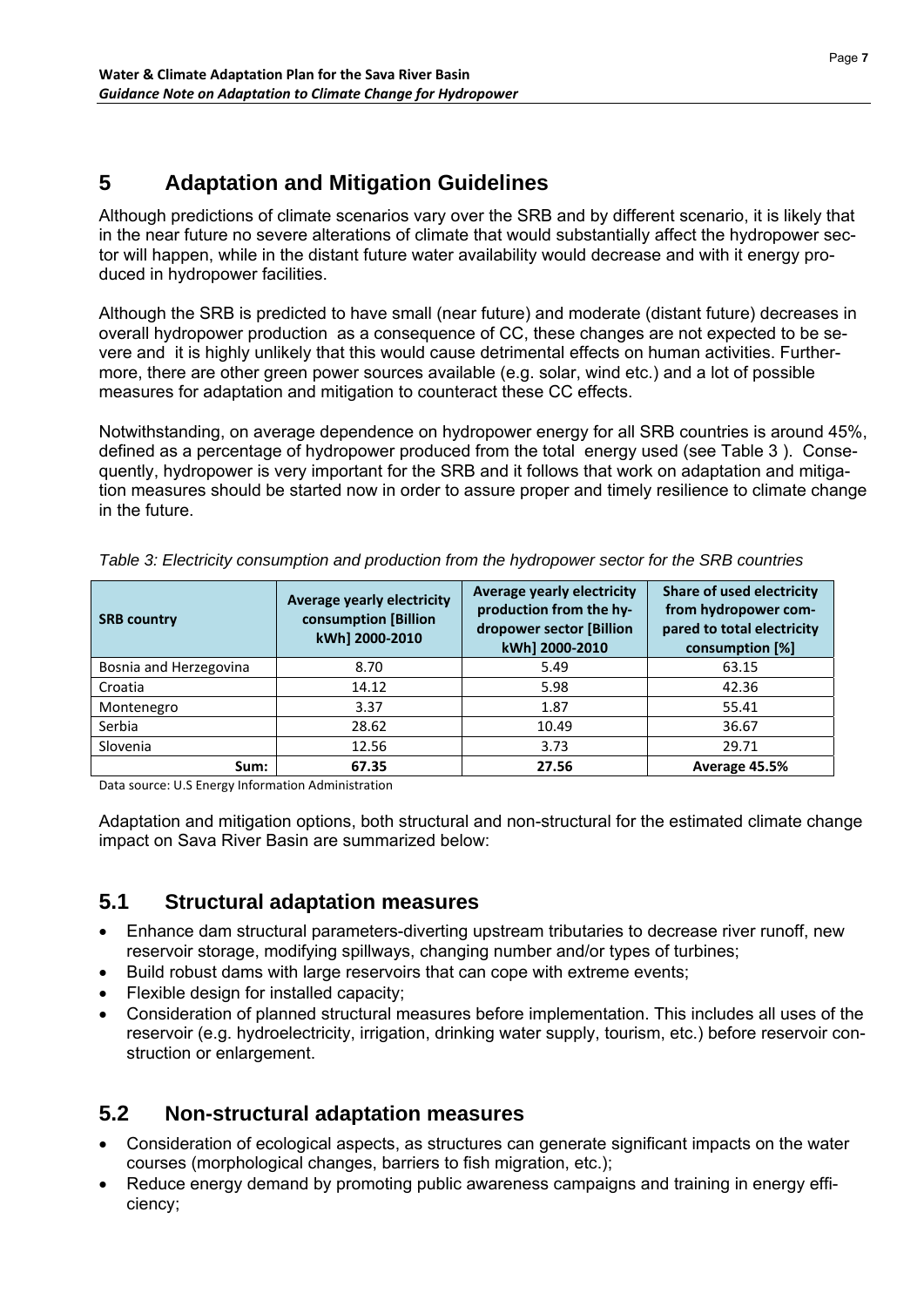# 5 Adaptation and Mitigation Guidelines

Although predictions of climate scenarios vary over the SRB and by different scenario, it is likely that in the near future no severe alterations of climate that would substantially affect the hydropower sector will happen, while in the distant future water availability would decrease and with it energy produced in hydropower facilities.

Although the SRB is predicted to have small (near future) and moderate (distant future) decreases in overall hydropower production as a consequence of CC, these changes are not expected to be severe and it is highly unlikely that this would cause detrimental effects on human activities. Furthermore, there are other green power sources available (e.g. solar, wind etc.) and a lot of possible measures for adaptation and mitigation to counteract these CC effects.

Notwithstanding, on average dependence on hydropower energy for all SRB countries is around 45%, defined as a percentage of hydropower produced from the total energy used (see Table 3 ). Consequently, hydropower is very important for the SRB and it follows that work on adaptation and mitigation measures should be started now in order to assure proper and timely resilience to climate change in the future.

*Table 3: Electricity consumption and production from the hydropower sector for the SRB countries*

| SRB country | Average yearly electricity consumption [Billion kWh] 2000-2010 | Average yearly electricity production from the hydropower sector [Billion kWh] 2000-2010 | Share of used electricity from hydropower compared to total electricity consumption [%] |
|---|---|---|---|
| Bosnia and Herzegovina | 8.70 | 5.49 | 63.15 |
| Croatia | 14.12 | 5.98 | 42.36 |
| Montenegro | 3.37 | 1.87 | 55.41 |
| Serbia | 28.62 | 10.49 | 36.67 |
| Slovenia | 12.56 | 3.73 | 29.71 |
| **Sum:** | **67.35** | **27.56** | **Average 45.5%** |

Data source: U.S Energy Information Administration

Adaptation and mitigation options, both structural and non-structural for the estimated climate change impact on Sava River Basin are summarized below:

## 5.1 Structural adaptation measures

- Enhance dam structural parameters-diverting upstream tributaries to decrease river runoff, new reservoir storage, modifying spillways, changing number and/or types of turbines;
- Build robust dams with large reservoirs that can cope with extreme events;
- Flexible design for installed capacity;
- Consideration of planned structural measures before implementation. This includes all uses of the reservoir (e.g. hydroelectricity, irrigation, drinking water supply, tourism, etc.) before reservoir construction or enlargement.

## 5.2 Non-structural adaptation measures

- Consideration of ecological aspects, as structures can generate significant impacts on the water courses (morphological changes, barriers to fish migration, etc.);
- Reduce energy demand by promoting public awareness campaigns and training in energy efficiency;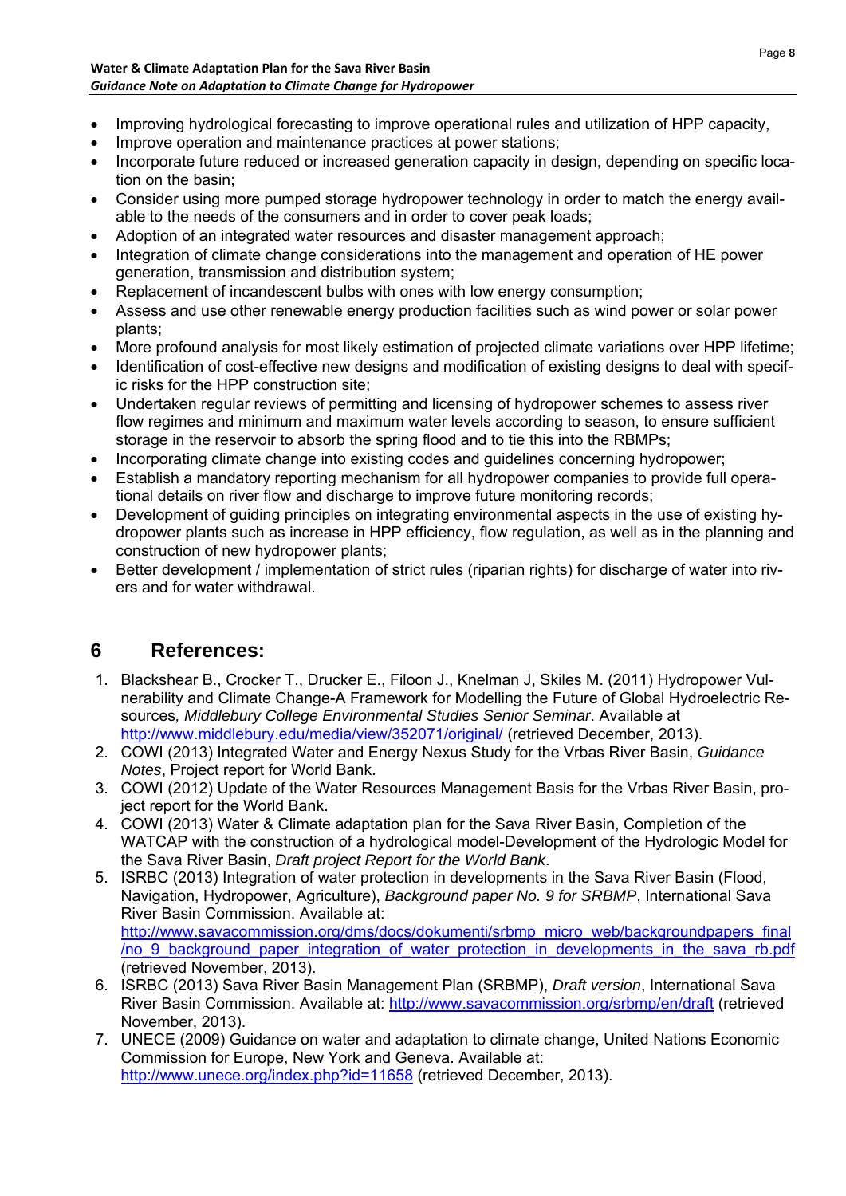- Improving hydrological forecasting to improve operational rules and utilization of HPP capacity,
- Improve operation and maintenance practices at power stations;
- Incorporate future reduced or increased generation capacity in design, depending on specific location on the basin;
- Consider using more pumped storage hydropower technology in order to match the energy available to the needs of the consumers and in order to cover peak loads;
- Adoption of an integrated water resources and disaster management approach;
- Integration of climate change considerations into the management and operation of HE power generation, transmission and distribution system;
- Replacement of incandescent bulbs with ones with low energy consumption;
- Assess and use other renewable energy production facilities such as wind power or solar power plants;
- More profound analysis for most likely estimation of projected climate variations over HPP lifetime;
- Identification of cost-effective new designs and modification of existing designs to deal with specific risks for the HPP construction site;
- Undertaken regular reviews of permitting and licensing of hydropower schemes to assess river flow regimes and minimum and maximum water levels according to season, to ensure sufficient storage in the reservoir to absorb the spring flood and to tie this into the RBMPs;
- Incorporating climate change into existing codes and guidelines concerning hydropower;
- Establish a mandatory reporting mechanism for all hydropower companies to provide full operational details on river flow and discharge to improve future monitoring records;
- Development of guiding principles on integrating environmental aspects in the use of existing hydropower plants such as increase in HPP efficiency, flow regulation, as well as in the planning and construction of new hydropower plants;
- Better development / implementation of strict rules (riparian rights) for discharge of water into rivers and for water withdrawal.

# 6 References:

1. Blackshear B., Crocker T., Drucker E., Filoon J., Knelman J, Skiles M. (2011) Hydropower Vulnerability and Climate Change-A Framework for Modelling the Future of Global Hydroelectric Resources, *Middlebury College Environmental Studies Senior Seminar*. Available at http://www.middlebury.edu/media/view/352071/original/ (retrieved December, 2013).
2. COWI (2013) Integrated Water and Energy Nexus Study for the Vrbas River Basin, *Guidance Notes*, Project report for World Bank.
3. COWI (2012) Update of the Water Resources Management Basis for the Vrbas River Basin, project report for the World Bank.
4. COWI (2013) Water & Climate adaptation plan for the Sava River Basin, Completion of the WATCAP with the construction of a hydrological model-Development of the Hydrologic Model for the Sava River Basin, *Draft project Report for the World Bank*.
5. ISRBC (2013) Integration of water protection in developments in the Sava River Basin (Flood, Navigation, Hydropower, Agriculture), *Background paper No. 9 for SRBMP*, International Sava River Basin Commission. Available at: http://www.savacommission.org/dms/docs/dokumenti/srbmp_micro_web/backgroundpapers_final/no_9_background_paper_integration_of_water_protection_in_developments_in_the_sava_rb.pdf (retrieved November, 2013).
6. ISRBC (2013) Sava River Basin Management Plan (SRBMP), *Draft version*, International Sava River Basin Commission. Available at: http://www.savacommission.org/srbmp/en/draft (retrieved November, 2013).
7. UNECE (2009) Guidance on water and adaptation to climate change, United Nations Economic Commission for Europe, New York and Geneva. Available at: http://www.unece.org/index.php?id=11658 (retrieved December, 2013).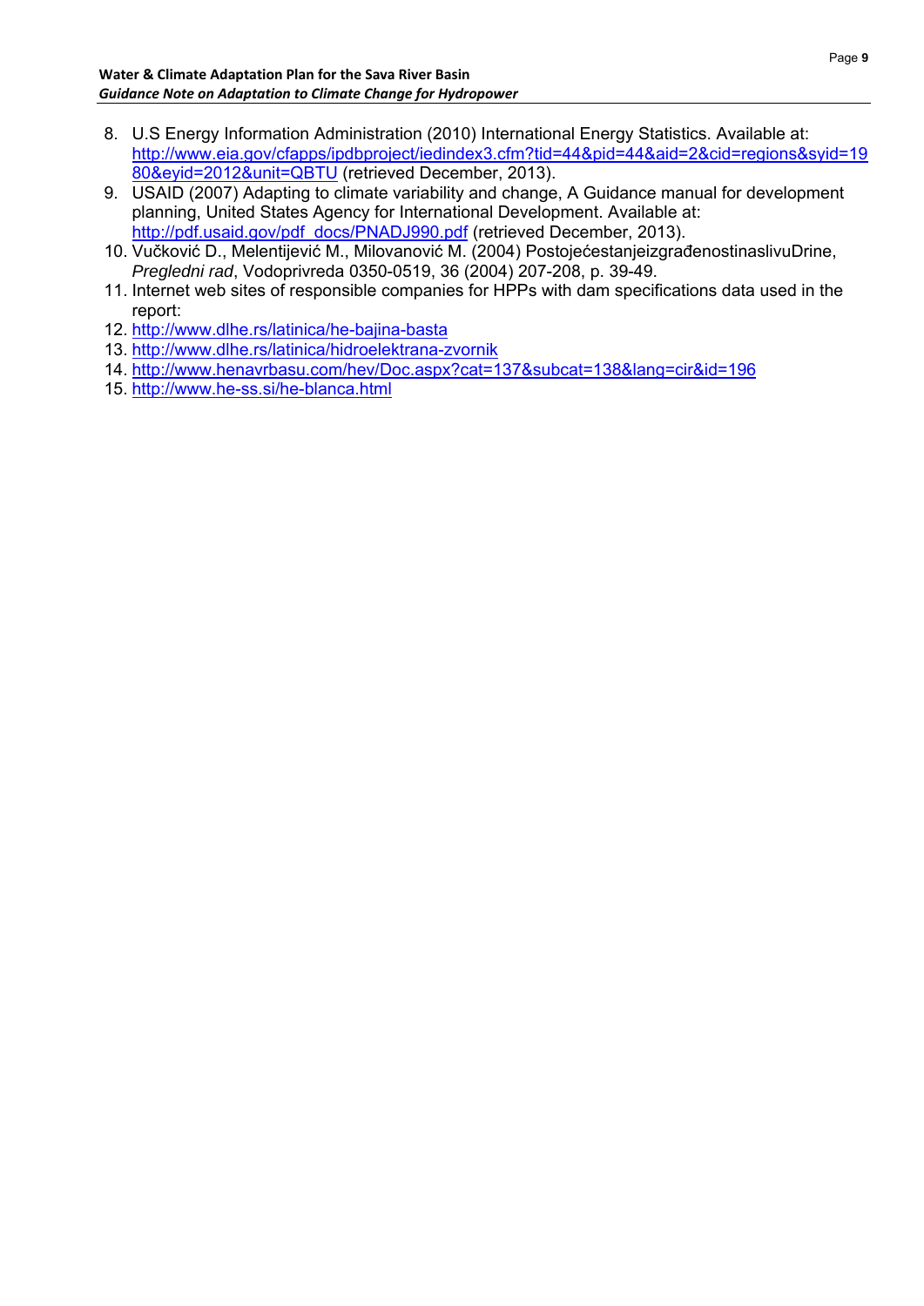8. U.S Energy Information Administration (2010) International Energy Statistics. Available at: http://www.eia.gov/cfapps/ipdbproject/iedindex3.cfm?tid=44&pid=44&aid=2&cid=regions&syid=1980&eyid=2012&unit=QBTU (retrieved December, 2013).
9. USAID (2007) Adapting to climate variability and change, A Guidance manual for development planning, United States Agency for International Development. Available at: http://pdf.usaid.gov/pdf_docs/PNADJ990.pdf (retrieved December, 2013).
10. Vučković D., Melentijević M., Milovanović M. (2004) PostojećestanjeizgrađenostinaslivuDrine, *Pregledni rad*, Vodoprivreda 0350-0519, 36 (2004) 207-208, p. 39-49.
11. Internet web sites of responsible companies for HPPs with dam specifications data used in the report:
12. http://www.dlhe.rs/latinica/he-bajina-basta
13. http://www.dlhe.rs/latinica/hidroelektrana-zvornik
14. http://www.henavrbasu.com/hev/Doc.aspx?cat=137&subcat=138&lang=cir&id=196
15. http://www.he-ss.si/he-blanca.html